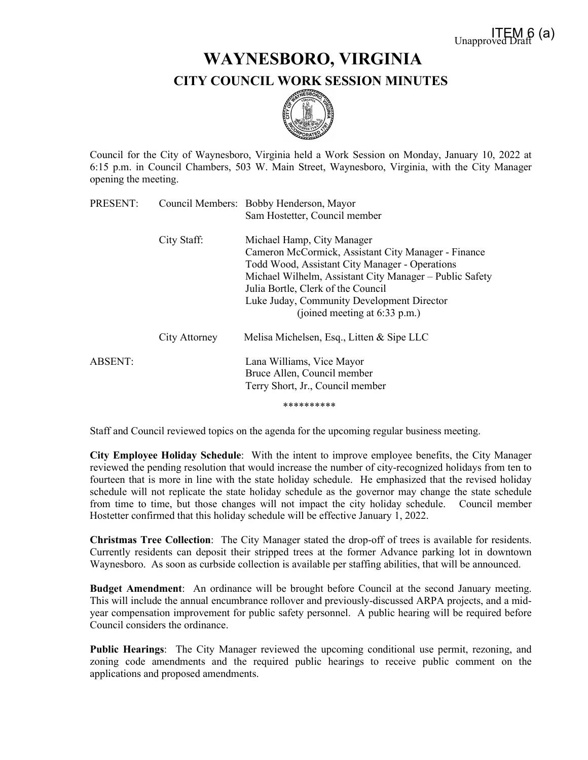ITEM 6 (a)
Unapproved Draft

# WAYNESBORO, VIRGINIA

## CITY COUNCIL WORK SESSION MINUTES

Council for the City of Waynesboro, Virginia held a Work Session on Monday, January 10, 2022 at 6:15 p.m. in Council Chambers, 503 W. Main Street, Waynesboro, Virginia, with the City Manager opening the meeting.

| | | |
|---|---|---|
| PRESENT: | Council Members: | Bobby Henderson, Mayor<br>Sam Hostetter, Council member |
| | City Staff: | Michael Hamp, City Manager<br>Cameron McCormick, Assistant City Manager - Finance<br>Todd Wood, Assistant City Manager - Operations<br>Michael Wilhelm, Assistant City Manager – Public Safety<br>Julia Bortle, Clerk of the Council<br>Luke Juday, Community Development Director<br>(joined meeting at 6:33 p.m.) |
| | City Attorney | Melisa Michelsen, Esq., Litten & Sipe LLC |
| ABSENT: | | Lana Williams, Vice Mayor<br>Bruce Allen, Council member<br>Terry Short, Jr., Council member |

**********

Staff and Council reviewed topics on the agenda for the upcoming regular business meeting.

**City Employee Holiday Schedule**: With the intent to improve employee benefits, the City Manager reviewed the pending resolution that would increase the number of city-recognized holidays from ten to fourteen that is more in line with the state holiday schedule. He emphasized that the revised holiday schedule will not replicate the state holiday schedule as the governor may change the state schedule from time to time, but those changes will not impact the city holiday schedule. Council member Hostetter confirmed that this holiday schedule will be effective January 1, 2022.

**Christmas Tree Collection**: The City Manager stated the drop-off of trees is available for residents. Currently residents can deposit their stripped trees at the former Advance parking lot in downtown Waynesboro. As soon as curbside collection is available per staffing abilities, that will be announced.

**Budget Amendment**: An ordinance will be brought before Council at the second January meeting. This will include the annual encumbrance rollover and previously-discussed ARPA projects, and a mid-year compensation improvement for public safety personnel. A public hearing will be required before Council considers the ordinance.

**Public Hearings**: The City Manager reviewed the upcoming conditional use permit, rezoning, and zoning code amendments and the required public hearings to receive public comment on the applications and proposed amendments.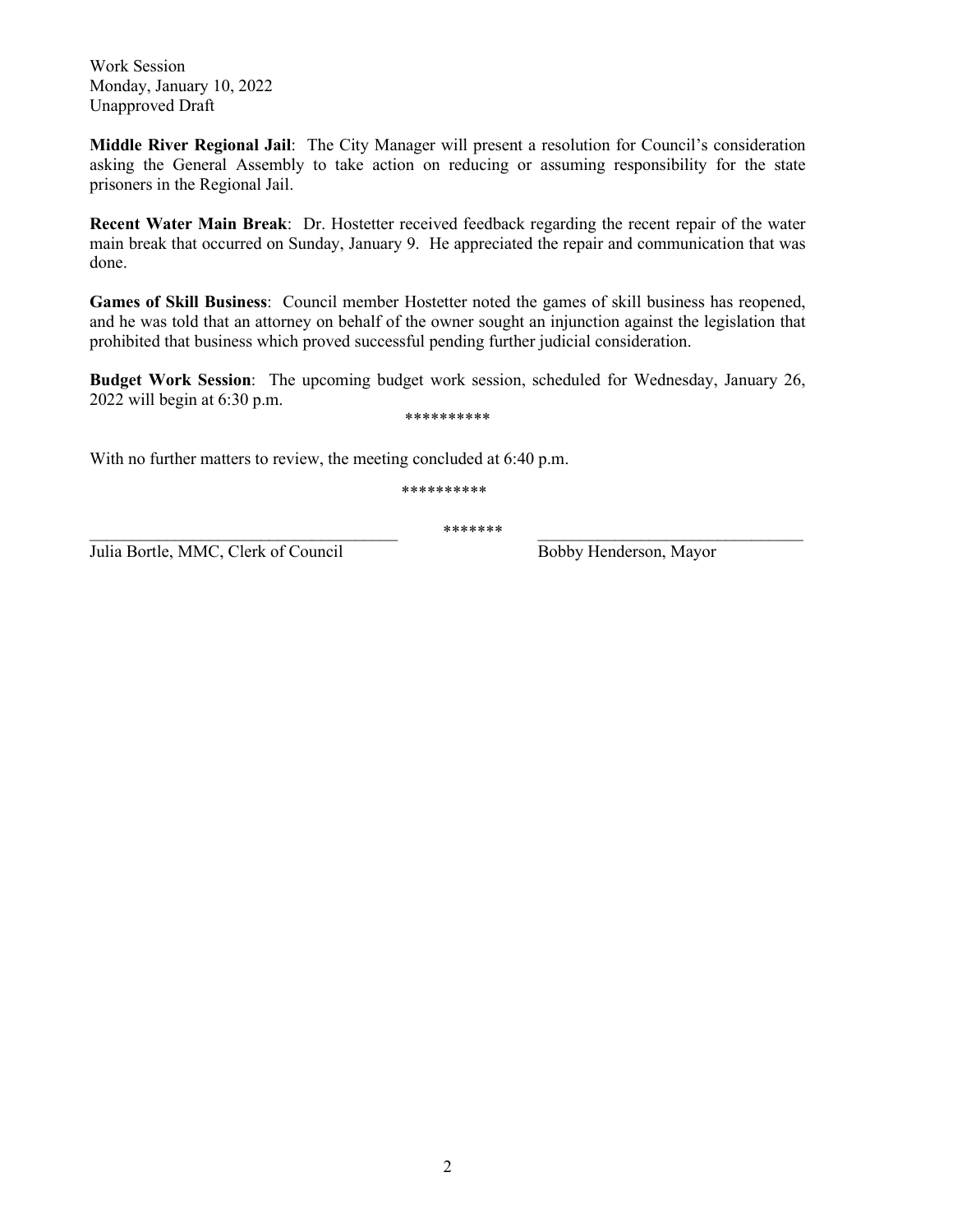Work Session
Monday, January 10, 2022
Unapproved Draft

**Middle River Regional Jail**: The City Manager will present a resolution for Council's consideration asking the General Assembly to take action on reducing or assuming responsibility for the state prisoners in the Regional Jail.

**Recent Water Main Break**: Dr. Hostetter received feedback regarding the recent repair of the water main break that occurred on Sunday, January 9. He appreciated the repair and communication that was done.

**Games of Skill Business**: Council member Hostetter noted the games of skill business has reopened, and he was told that an attorney on behalf of the owner sought an injunction against the legislation that prohibited that business which proved successful pending further judicial consideration.

**Budget Work Session**: The upcoming budget work session, scheduled for Wednesday, January 26, 2022 will begin at 6:30 p.m.

**********

With no further matters to review, the meeting concluded at 6:40 p.m.

**********

*******

_____________________________________
Julia Bortle, MMC, Clerk of Council

_____________________________________
Bobby Henderson, Mayor